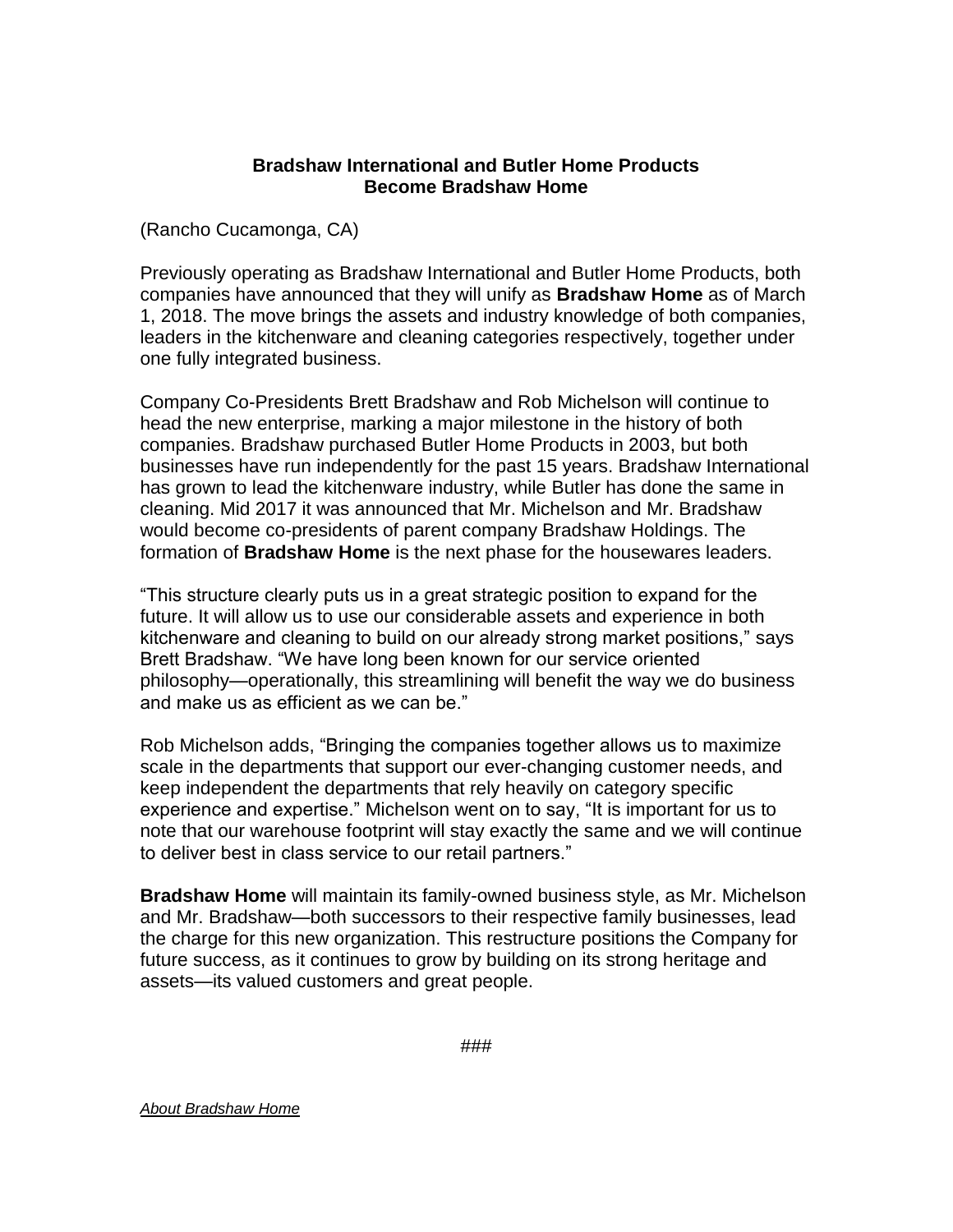# Bradshaw International and Butler Home Products Become Bradshaw Home

(Rancho Cucamonga, CA)

Previously operating as Bradshaw International and Butler Home Products, both companies have announced that they will unify as **Bradshaw Home** as of March 1, 2018. The move brings the assets and industry knowledge of both companies, leaders in the kitchenware and cleaning categories respectively, together under one fully integrated business.

Company Co-Presidents Brett Bradshaw and Rob Michelson will continue to head the new enterprise, marking a major milestone in the history of both companies. Bradshaw purchased Butler Home Products in 2003, but both businesses have run independently for the past 15 years. Bradshaw International has grown to lead the kitchenware industry, while Butler has done the same in cleaning. Mid 2017 it was announced that Mr. Michelson and Mr. Bradshaw would become co-presidents of parent company Bradshaw Holdings. The formation of **Bradshaw Home** is the next phase for the housewares leaders.

"This structure clearly puts us in a great strategic position to expand for the future. It will allow us to use our considerable assets and experience in both kitchenware and cleaning to build on our already strong market positions," says Brett Bradshaw. "We have long been known for our service oriented philosophy—operationally, this streamlining will benefit the way we do business and make us as efficient as we can be."

Rob Michelson adds, "Bringing the companies together allows us to maximize scale in the departments that support our ever-changing customer needs, and keep independent the departments that rely heavily on category specific experience and expertise." Michelson went on to say, "It is important for us to note that our warehouse footprint will stay exactly the same and we will continue to deliver best in class service to our retail partners."

**Bradshaw Home** will maintain its family-owned business style, as Mr. Michelson and Mr. Bradshaw—both successors to their respective family businesses, lead the charge for this new organization. This restructure positions the Company for future success, as it continues to grow by building on its strong heritage and assets—its valued customers and great people.

###

*About Bradshaw Home*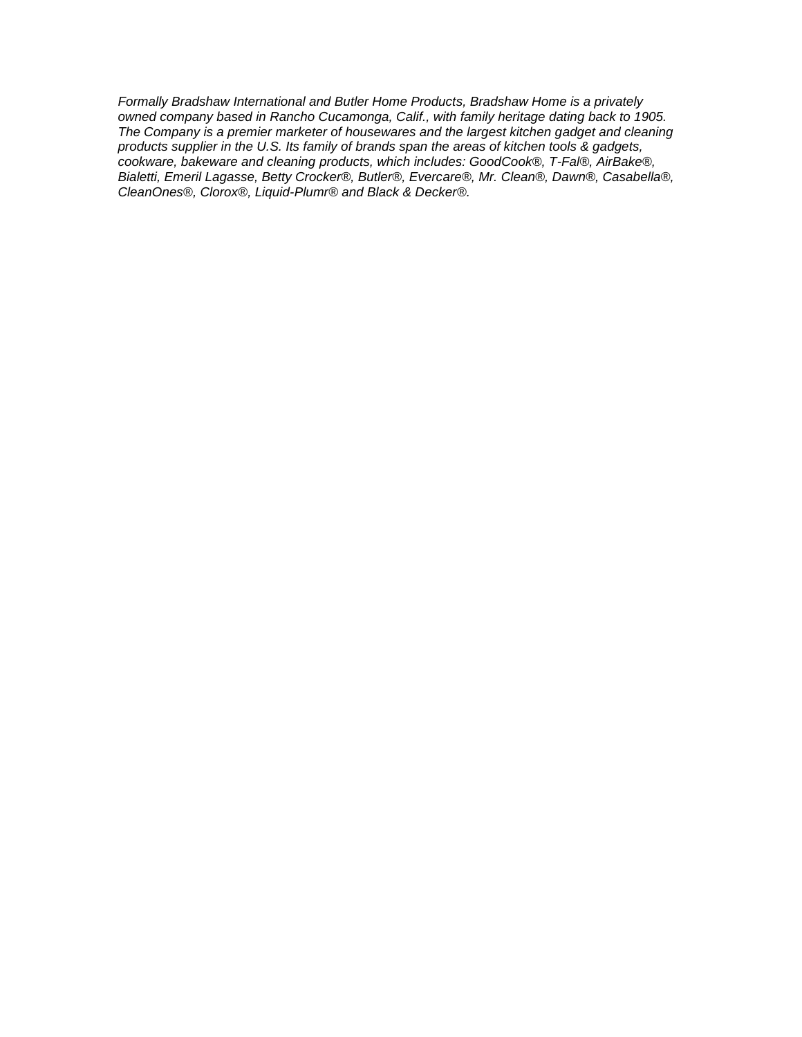*Formally Bradshaw International and Butler Home Products, Bradshaw Home is a privately owned company based in Rancho Cucamonga, Calif., with family heritage dating back to 1905. The Company is a premier marketer of housewares and the largest kitchen gadget and cleaning products supplier in the U.S. Its family of brands span the areas of kitchen tools & gadgets, cookware, bakeware and cleaning products, which includes: GoodCook®, T-Fal®, AirBake®, Bialetti, Emeril Lagasse, Betty Crocker®, Butler®, Evercare®, Mr. Clean®, Dawn®, Casabella®, CleanOnes®, Clorox®, Liquid-Plumr® and Black & Decker®.*